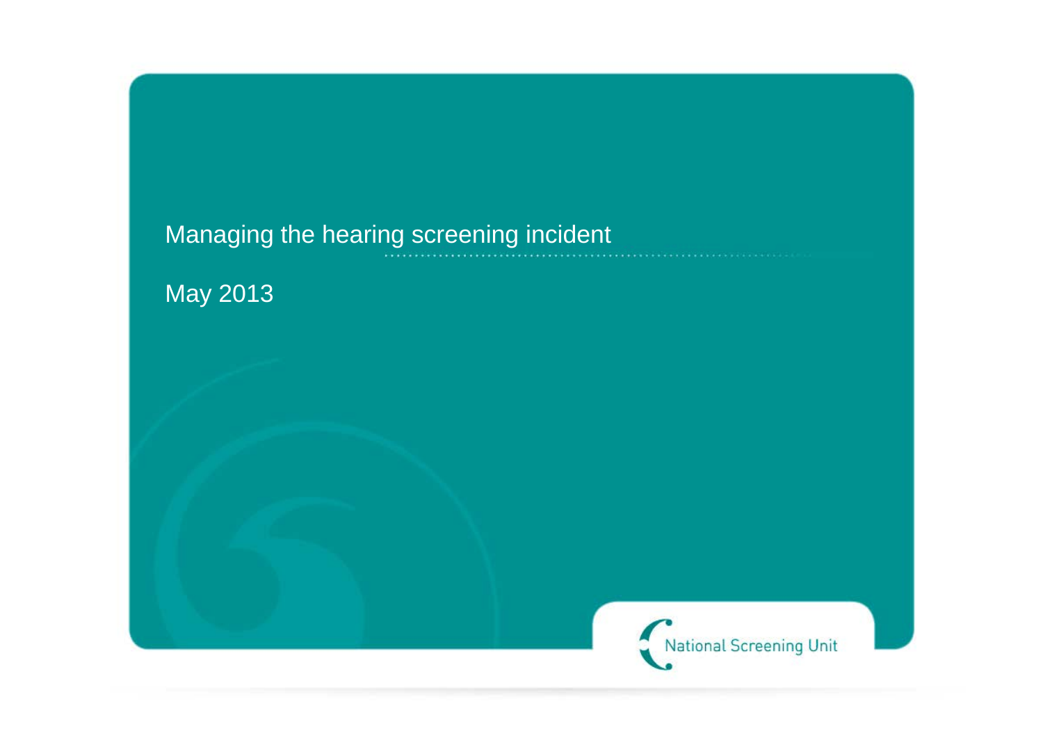# Managing the hearing screening incident

May 2013

National Screening Unit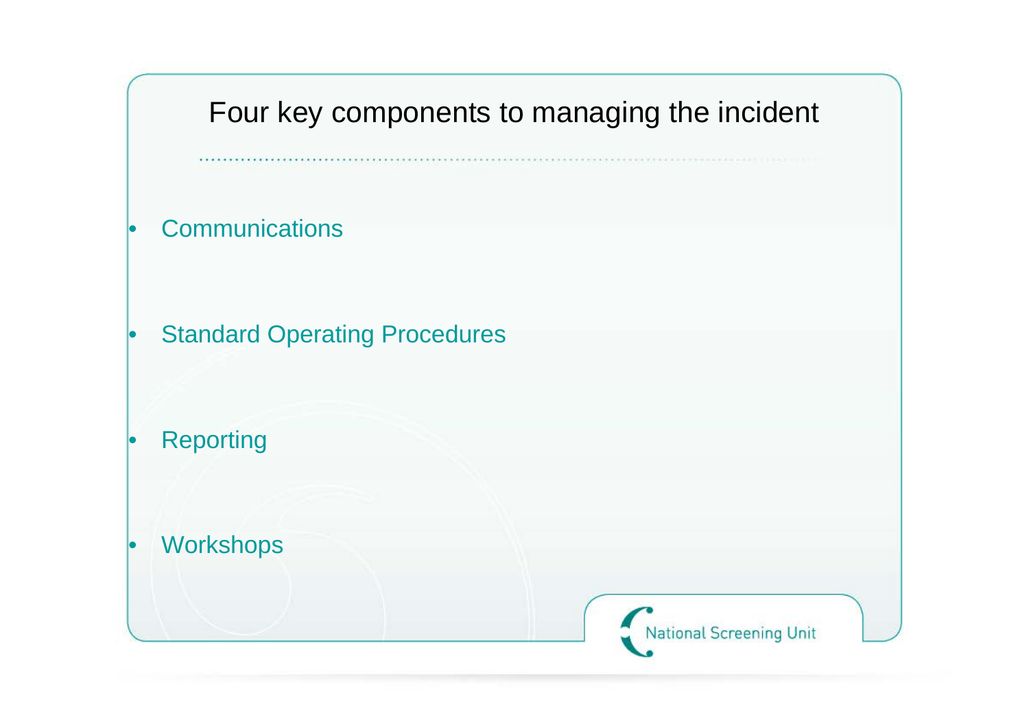# Four key components to managing the incident

- Communications
- Standard Operating Procedures
- Reporting
- Workshops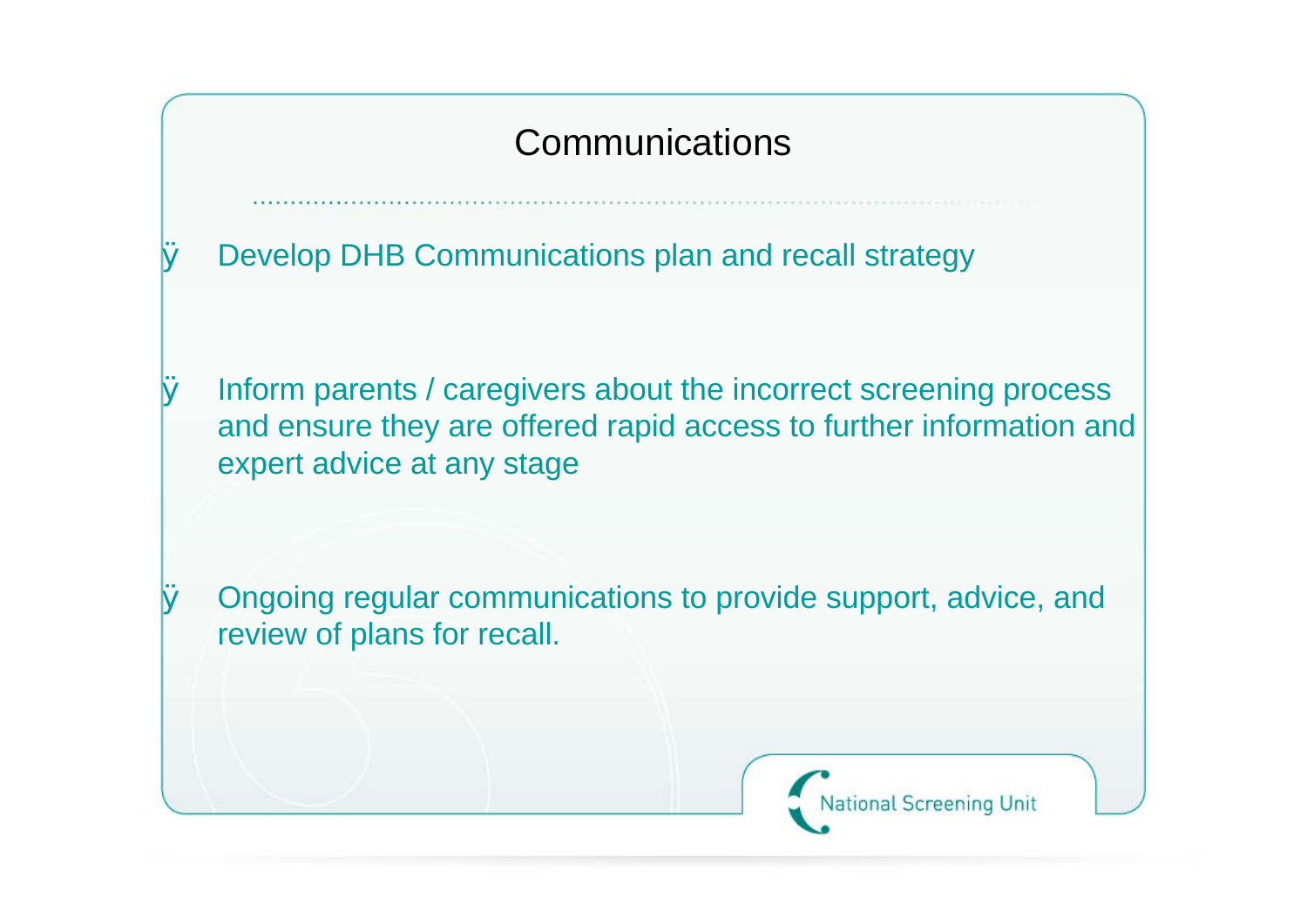# Communications

- Develop DHB Communications plan and recall strategy
- Inform parents / caregivers about the incorrect screening process and ensure they are offered rapid access to further information and expert advice at any stage
- Ongoing regular communications to provide support, advice, and review of plans for recall.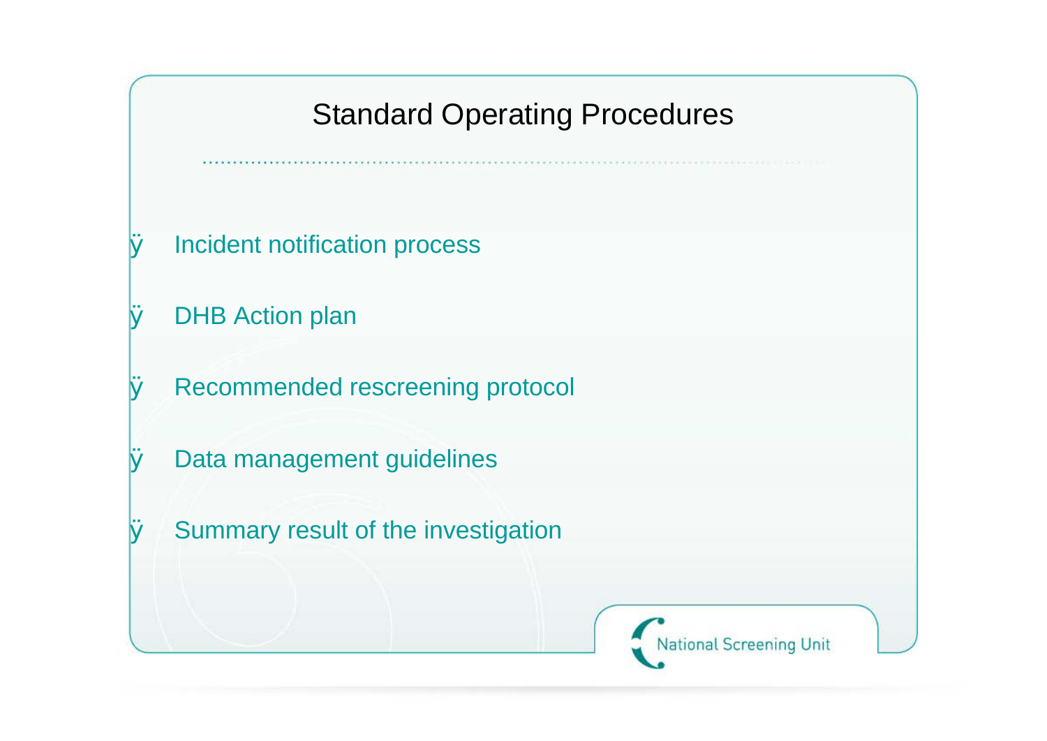# Standard Operating Procedures

- Incident notification process
- DHB Action plan
- Recommended rescreening protocol
- Data management guidelines
- Summary result of the investigation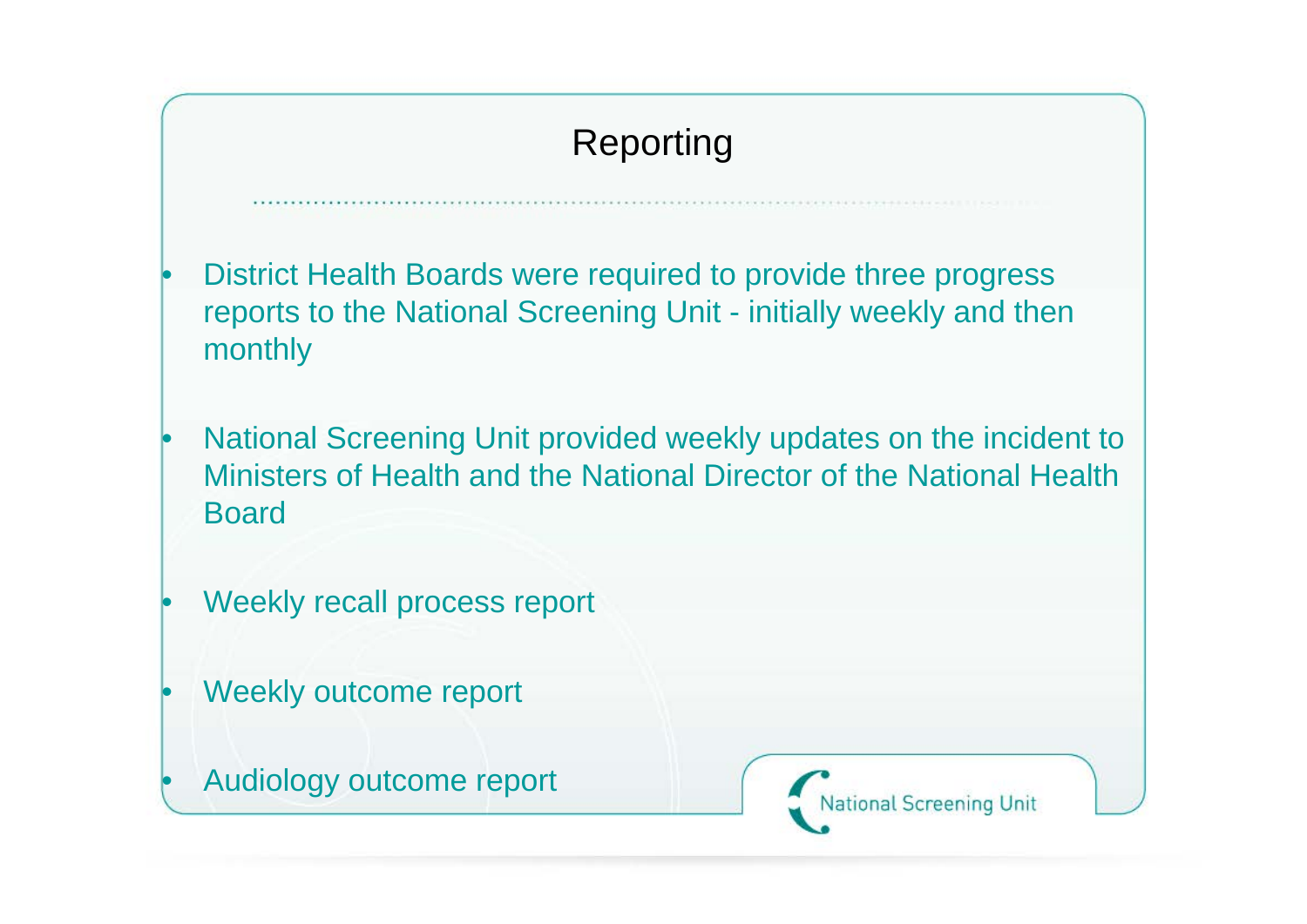# Reporting

- District Health Boards were required to provide three progress reports to the National Screening Unit - initially weekly and then monthly
- National Screening Unit provided weekly updates on the incident to Ministers of Health and the National Director of the National Health Board
- Weekly recall process report
- Weekly outcome report
- Audiology outcome report

National Screening Unit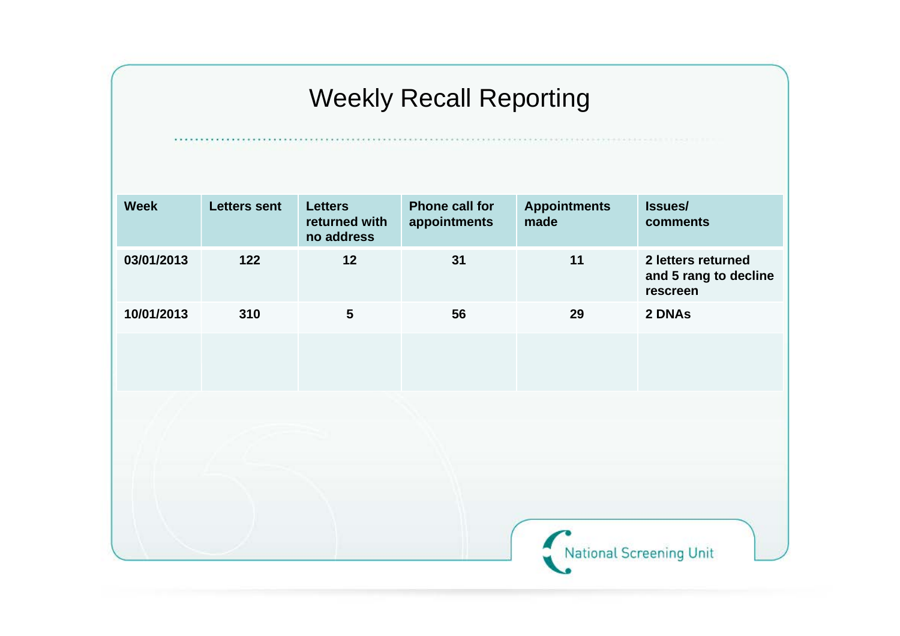# Weekly Recall Reporting

| Week | Letters sent | Letters returned with no address | Phone call for appointments | Appointments made | Issues/ comments |
|---|---|---|---|---|---|
| 03/01/2013 | 122 | 12 | 31 | 11 | 2 letters returned and 5 rang to decline rescreen |
| 10/01/2013 | 310 | 5 | 56 | 29 | 2 DNAs |
| | | | | | |

National Screening Unit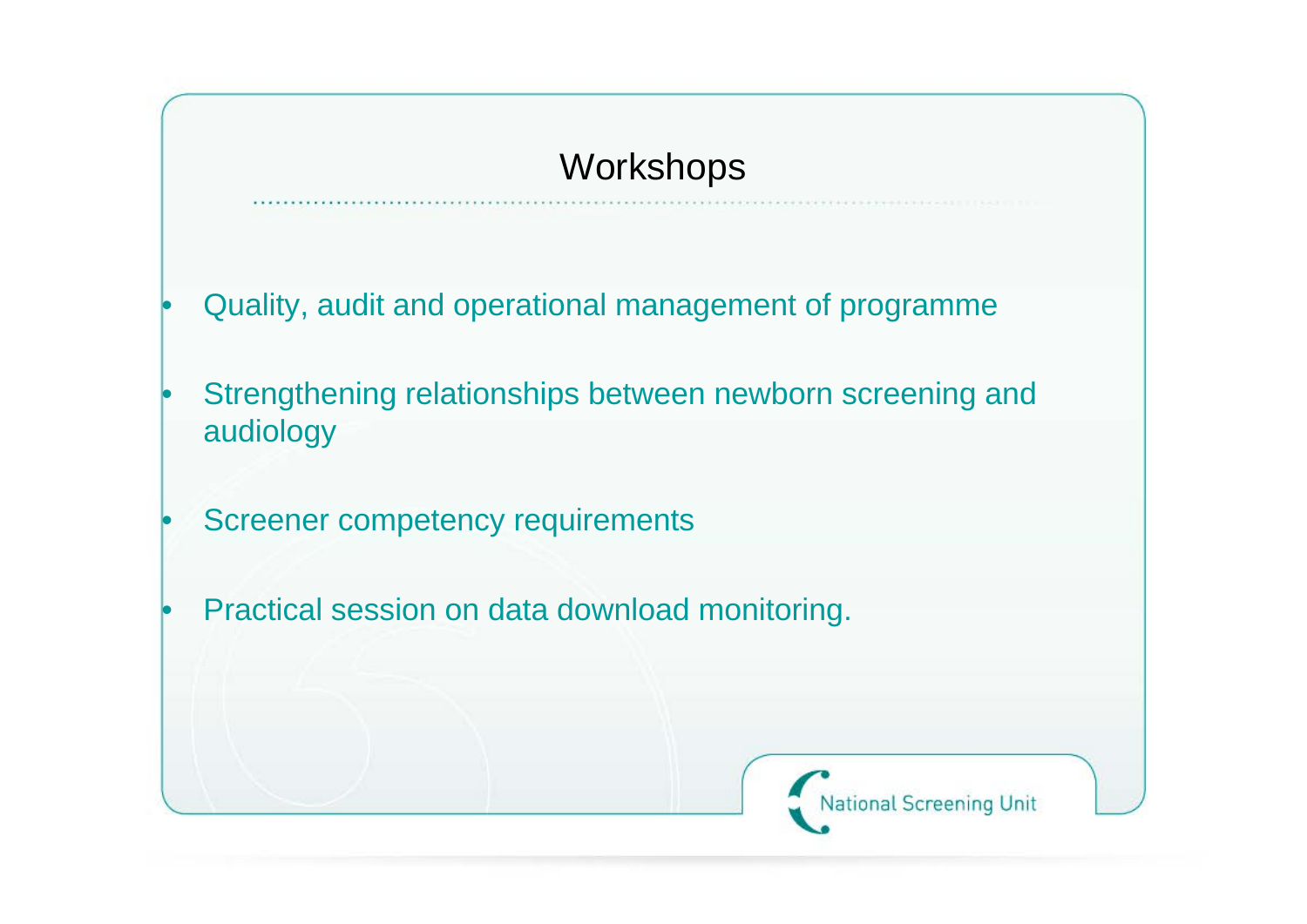# Workshops

- Quality, audit and operational management of programme
- Strengthening relationships between newborn screening and audiology
- Screener competency requirements
- Practical session on data download monitoring.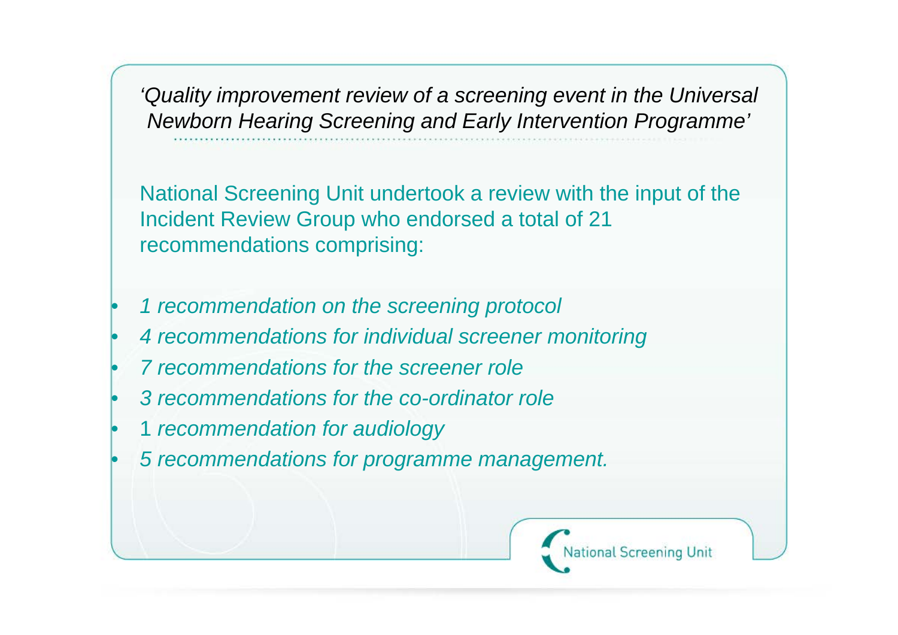*'Quality improvement review of a screening event in the Universal Newborn Hearing Screening and Early Intervention Programme'*

National Screening Unit undertook a review with the input of the Incident Review Group who endorsed a total of 21 recommendations comprising:

- *1 recommendation on the screening protocol*
- *4 recommendations for individual screener monitoring*
- *7 recommendations for the screener role*
- *3 recommendations for the co-ordinator role*
- 1 *recommendation for audiology*
- *5 recommendations for programme management.*

National Screening Unit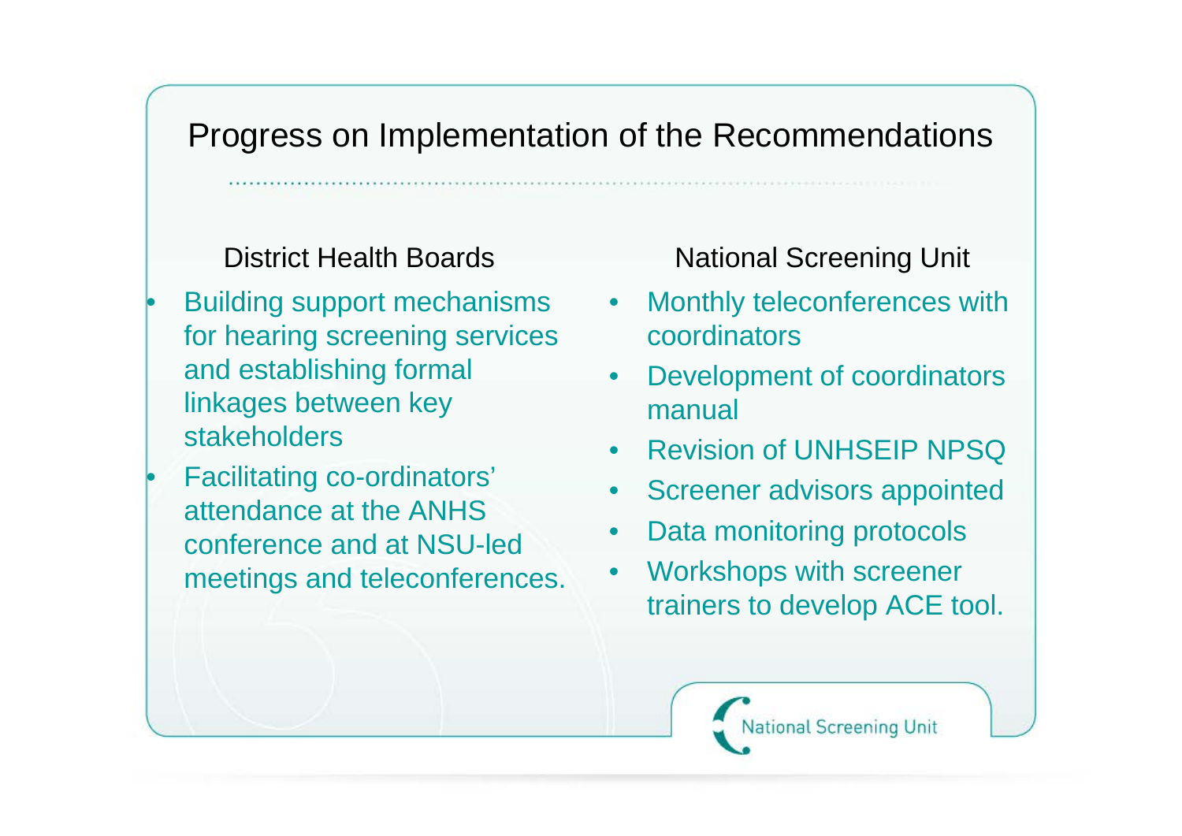# Progress on Implementation of the Recommendations

## District Health Boards

- Building support mechanisms for hearing screening services and establishing formal linkages between key stakeholders
- Facilitating co-ordinators' attendance at the ANHS conference and at NSU-led meetings and teleconferences.

## National Screening Unit

- Monthly teleconferences with coordinators
- Development of coordinators manual
- Revision of UNHSEIP NPSQ
- Screener advisors appointed
- Data monitoring protocols
- Workshops with screener trainers to develop ACE tool.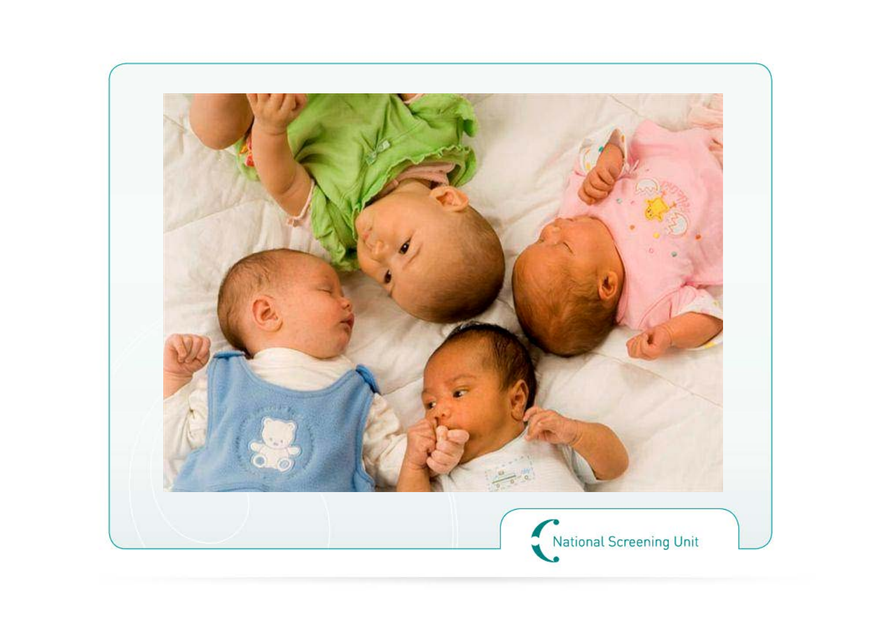National Screening Unit